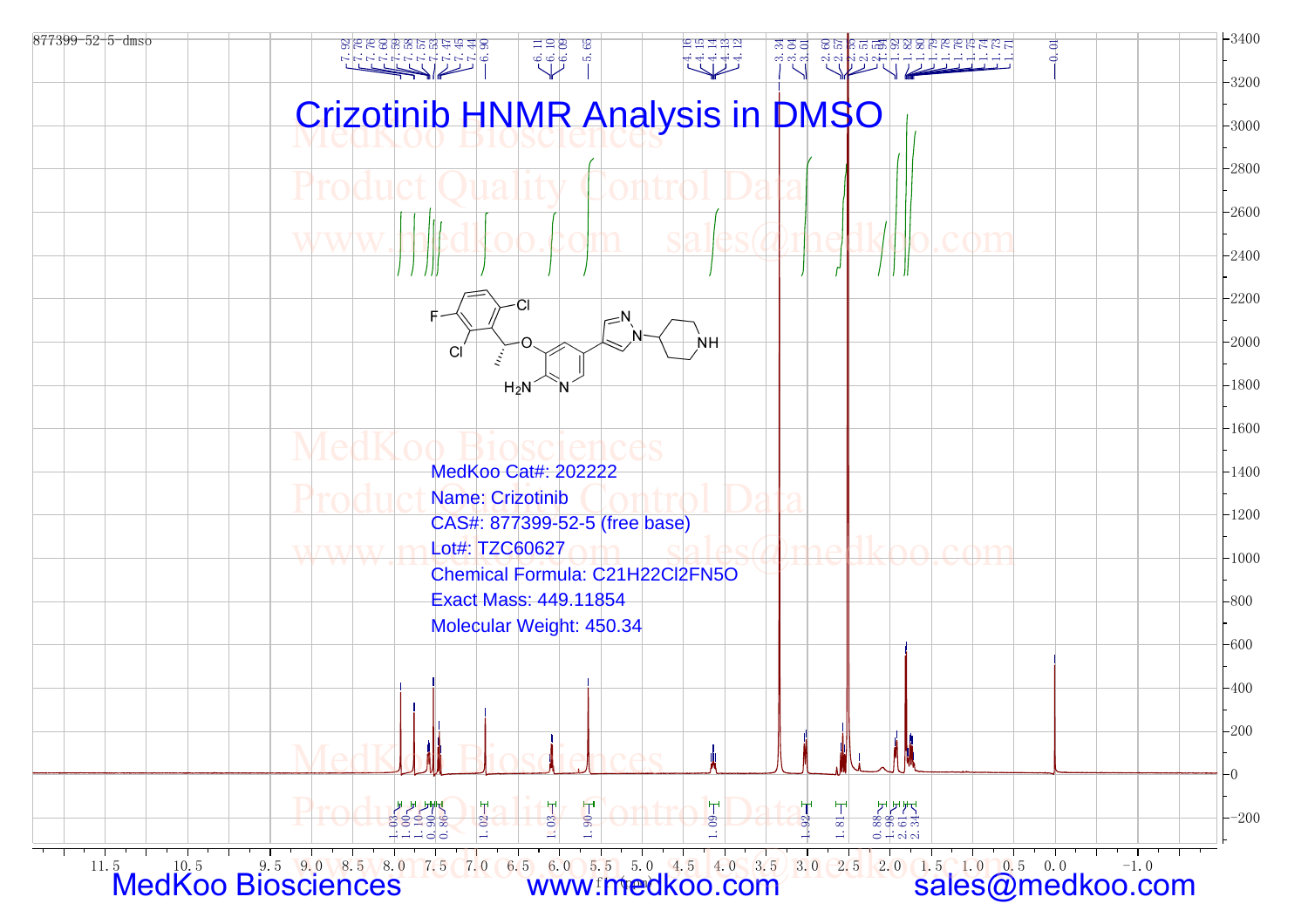877399-52-5-dmso

# Crizotinib HNMR Analysis in DMSO

MedKoo Cat#: 202222

Name: Crizotinib

CAS#: 877399-52-5 (free base)

Lot#: TZC60627

Chemical Formula: $C_{21}H_{22}Cl_2FN_5O$

Exact Mass: 449.11854

Molecular Weight: 450.34

Peak labels: 7.92, 7.76, 7.76, 7.60, 7.59, 7.58, 7.57, 7.53, 7.47, 7.45, 7.44, 6.90, 6.11, 6.10, 6.09, 5.65, 4.16, 4.15, 4.14, 4.13, 4.12, 3.34, 3.04, 3.01, 2.60, 2.57, 2.55, 2.51, 2.51, 1.94, 1.92, 1.82, 1.80, 1.79, 1.78, 1.76, 1.75, 1.74, 1.73, 1.71, 0.01

Integrals: 1.03, 1.00, 1.10, 0.90, 0.86, 1.02, 1.03, 1.90, 1.09, 1.92, 1.81, 0.88, 1.98, 2.61, 2.34

f1 (ppm)

MedKoo Biosciences www.medkoo.com sales@medkoo.com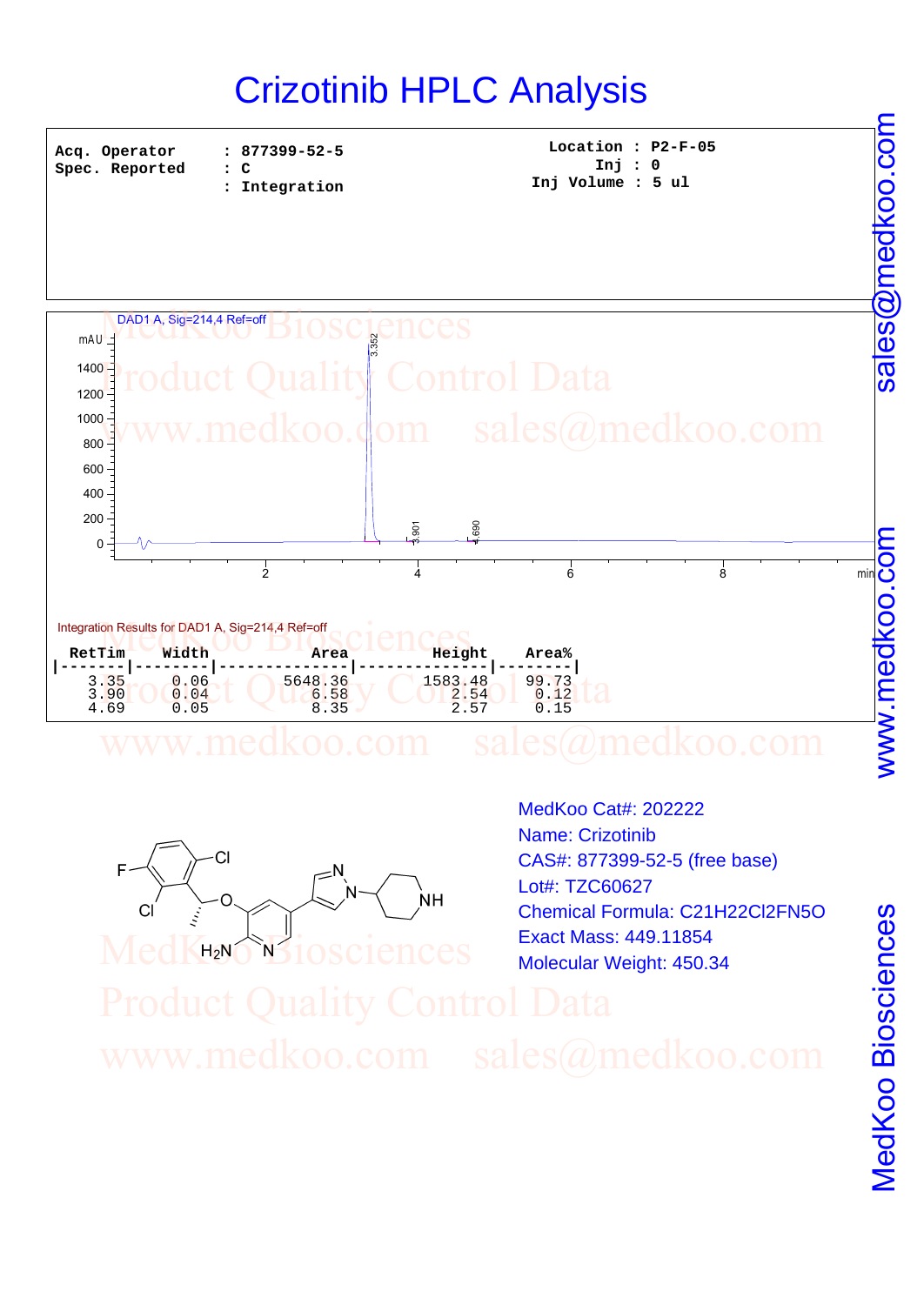# Crizotinib HPLC Analysis

| | | | |
|---|---|---|---|
| Acq. Operator | : 877399-52-5 | Location | : P2-F-05 |
| Spec. Reported | : C | Inj | : 0 |
| | : Integration | Inj Volume | : 5 ul |

DAD1 A, Sig=214,4 Ref=off

Integration Results for DAD1 A, Sig=214,4 Ref=off

| RetTim | Width | Area | Height | Area% |
|---|---|---|---|---|
| 3.35 | 0.06 | 5648.36 | 1583.48 | 99.73 |
| 3.90 | 0.04 | 6.58 | 2.54 | 0.12 |
| 4.69 | 0.05 | 8.35 | 2.57 | 0.15 |

MedKoo Cat#: 202222
Name: Crizotinib
CAS#: 877399-52-5 (free base)
Lot#: TZC60627
Chemical Formula: $C_{21}H_{22}Cl_2FN_5O$
Exact Mass: 449.11854
Molecular Weight: 450.34

sales@medkoo.com
www.medkoo.com
MedKoo Biosciences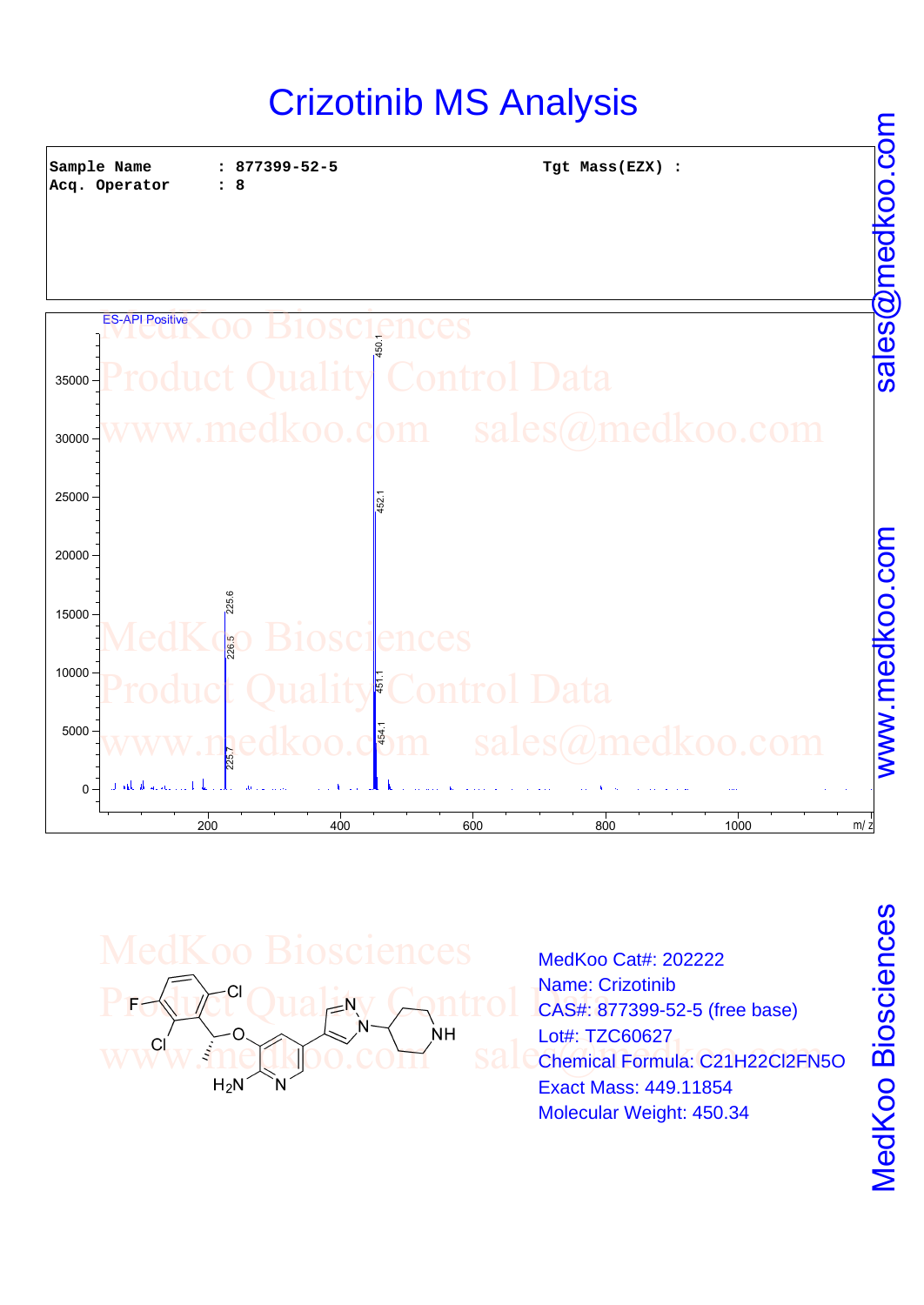# Crizotinib MS Analysis

Sample Name : 877399-52-5
Acq. Operator : 8
Tgt Mass(EZX) :

ES-API Positive

450.1
452.1
225.6
226.5
451.1
454.1
225.7

35000
30000
25000
20000
15000
10000
5000
0

200
400
600
800
1000
m/z

MedKoo Cat#: 202222
Name: Crizotinib
CAS#: 877399-52-5 (free base)
Lot#: TZC60627
Chemical Formula: $C_{21}H_{22}Cl_2FN_5O$
Exact Mass: 449.11854
Molecular Weight: 450.34